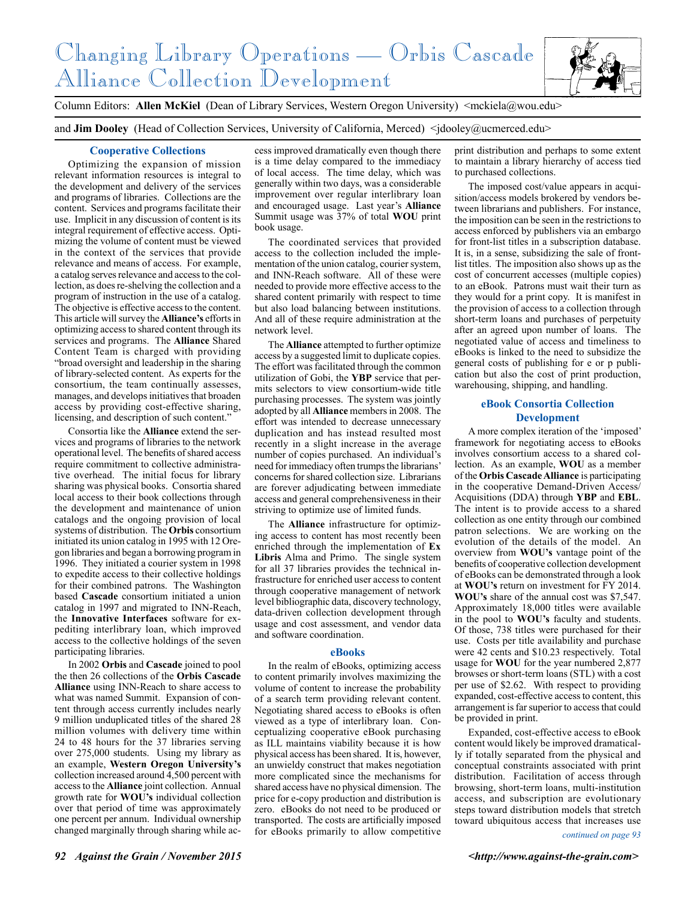# Changing Library Operations — Orbis Cascade Alliance Collection Development

Column Editors: **Allen McKiel** (Dean of Library Services, Western Oregon University) <mckiela@wou.edu>

and **Jim Dooley** (Head of Collection Services, University of California, Merced) <jdooley@ucmerced.edu>

## Cooperative Collections

Optimizing the expansion of mission relevant information resources is integral to the development and delivery of the services and programs of libraries. Collections are the content. Services and programs facilitate their use. Implicit in any discussion of content is its integral requirement of effective access. Optimizing the volume of content must be viewed in the context of the services that provide relevance and means of access. For example, a catalog serves relevance and access to the collection, as does re-shelving the collection and a program of instruction in the use of a catalog. The objective is effective access to the content. This article will survey the **Alliance's** efforts in optimizing access to shared content through its services and programs. The **Alliance** Shared Content Team is charged with providing "broad oversight and leadership in the sharing of library-selected content. As experts for the consortium, the team continually assesses, manages, and develops initiatives that broaden access by providing cost-effective sharing, licensing, and description of such content."

Consortia like the **Alliance** extend the services and programs of libraries to the network operational level. The benefits of shared access require commitment to collective administrative overhead. The initial focus for library sharing was physical books. Consortia shared local access to their book collections through the development and maintenance of union catalogs and the ongoing provision of local systems of distribution. The **Orbis** consortium initiated its union catalog in 1995 with 12 Oregon libraries and began a borrowing program in 1996. They initiated a courier system in 1998 to expedite access to their collective holdings for their combined patrons. The Washington based **Cascade** consortium initiated a union catalog in 1997 and migrated to INN-Reach, the **Innovative Interfaces** software for expediting interlibrary loan, which improved access to the collective holdings of the seven participating libraries.

In 2002 **Orbis** and **Cascade** joined to pool the then 26 collections of the **Orbis Cascade Alliance** using INN-Reach to share access to what was named Summit. Expansion of content through access currently includes nearly 9 million unduplicated titles of the shared 28 million volumes with delivery time within 24 to 48 hours for the 37 libraries serving over 275,000 students. Using my library as an example, **Western Oregon University's** collection increased around 4,500 percent with access to the **Alliance** joint collection. Annual growth rate for **WOU's** individual collection over that period of time was approximately one percent per annum. Individual ownership changed marginally through sharing while access improved dramatically even though there is a time delay compared to the immediacy of local access. The time delay, which was generally within two days, was a considerable improvement over regular interlibrary loan and encouraged usage. Last year's **Alliance** Summit usage was 37% of total **WOU** print book usage.

The coordinated services that provided access to the collection included the implementation of the union catalog, courier system, and INN-Reach software. All of these were needed to provide more effective access to the shared content primarily with respect to time but also load balancing between institutions. And all of these require administration at the network level.

The **Alliance** attempted to further optimize access by a suggested limit to duplicate copies. The effort was facilitated through the common utilization of Gobi, the **YBP** service that permits selectors to view consortium-wide title purchasing processes. The system was jointly adopted by all **Alliance** members in 2008. The effort was intended to decrease unnecessary duplication and has instead resulted most recently in a slight increase in the average number of copies purchased. An individual's need for immediacy often trumps the librarians' concerns for shared collection size. Librarians are forever adjudicating between immediate access and general comprehensiveness in their striving to optimize use of limited funds.

The **Alliance** infrastructure for optimizing access to content has most recently been enriched through the implementation of **Ex Libris** Alma and Primo. The single system for all 37 libraries provides the technical infrastructure for enriched user access to content through cooperative management of network level bibliographic data, discovery technology, data-driven collection development through usage and cost assessment, and vendor data and software coordination.

## eBooks

In the realm of eBooks, optimizing access to content primarily involves maximizing the volume of content to increase the probability of a search term providing relevant content. Negotiating shared access to eBooks is often viewed as a type of interlibrary loan. Conceptualizing cooperative eBook purchasing as ILL maintains viability because it is how physical access has been shared. It is, however, an unwieldy construct that makes negotiation more complicated since the mechanisms for shared access have no physical dimension. The price for e-copy production and distribution is zero. eBooks do not need to be produced or transported. The costs are artificially imposed for eBooks primarily to allow competitive print distribution and perhaps to some extent to maintain a library hierarchy of access tied to purchased collections.

The imposed cost/value appears in acquisition/access models brokered by vendors between librarians and publishers. For instance, the imposition can be seen in the restrictions to access enforced by publishers via an embargo for front-list titles in a subscription database. It is, in a sense, subsidizing the sale of front-list titles. The imposition also shows up as the cost of concurrent accesses (multiple copies) to an eBook. Patrons must wait their turn as they would for a print copy. It is manifest in the provision of access to a collection through short-term loans and purchases of perpetuity after an agreed upon number of loans. The negotiated value of access and timeliness to eBooks is linked to the need to subsidize the general costs of publishing for e or p publication but also the cost of print production, warehousing, shipping, and handling.

## eBook Consortia Collection Development

A more complex iteration of the 'imposed' framework for negotiating access to eBooks involves consortium access to a shared collection. As an example, **WOU** as a member of the **Orbis Cascade Alliance** is participating in the cooperative Demand-Driven Access/Acquisitions (DDA) through **YBP** and **EBL**. The intent is to provide access to a shared collection as one entity through our combined patron selections. We are working on the evolution of the details of the model. An overview from **WOU's** vantage point of the benefits of cooperative collection development of eBooks can be demonstrated through a look at **WOU's** return on investment for FY 2014. **WOU's** share of the annual cost was $7,547. Approximately 18,000 titles were available in the pool to **WOU's** faculty and students. Of those, 738 titles were purchased for their use. Costs per title availability and purchase were 42 cents and $10.23 respectively. Total usage for **WOU** for the year numbered 2,877 browses or short-term loans (STL) with a cost per use of $2.62. With respect to providing expanded, cost-effective access to content, this arrangement is far superior to access that could be provided in print.

Expanded, cost-effective access to eBook content would likely be improved dramatically if totally separated from the physical and conceptual constraints associated with print distribution. Facilitation of access through browsing, short-term loans, multi-institution access, and subscription are evolutionary steps toward distribution models that stretch toward ubiquitous access that increases use

*continued on page 93*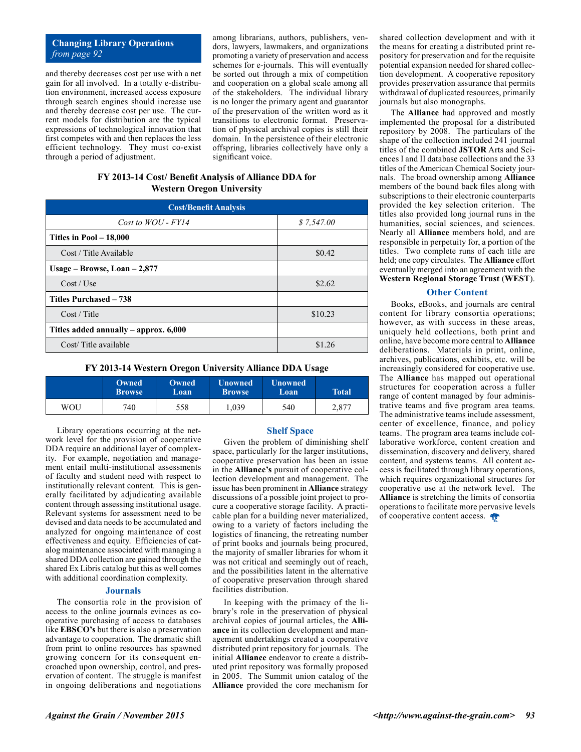**Changing Library Operations**
*from page 92*

and thereby decreases cost per use with a net gain for all involved. In a totally e-distribution environment, increased access exposure through search engines should increase use and thereby decrease cost per use. The current models for distribution are the typical expressions of technological innovation that first competes with and then replaces the less efficient technology. They must co-exist through a period of adjustment.

among librarians, authors, publishers, vendors, lawyers, lawmakers, and organizations promoting a variety of preservation and access schemes for e-journals. This will eventually be sorted out through a mix of competition and cooperation on a global scale among all of the stakeholders. The individual library is no longer the primary agent and guarantor of the preservation of the written word as it transitions to electronic format. Preservation of physical archival copies is still their domain. In the persistence of their electronic offspring, libraries collectively have only a significant voice.

**FY 2013-14 Cost/ Benefit Analysis of Alliance DDA for Western Oregon University**

| Cost/Benefit Analysis | |
|---|---|
| *Cost to WOU - FY14* | *$ 7,547.00* |
| **Titles in Pool – 18,000** | |
| Cost / Title Available | $0.42 |
| **Usage – Browse, Loan – 2,877** | |
| Cost / Use | $2.62 |
| **Titles Purchased – 738** | |
| Cost / Title | $10.23 |
| **Titles added annually – approx. 6,000** | |
| Cost/ Title available | $1.26 |

**FY 2013-14 Western Oregon University Alliance DDA Usage**

| | Owned Browse | Owned Loan | Unowned Browse | Unowned Loan | Total |
|---|---|---|---|---|---|
| WOU | 740 | 558 | 1,039 | 540 | 2,877 |

Library operations occurring at the network level for the provision of cooperative DDA require an additional layer of complexity. For example, negotiation and management entail multi-institutional assessments of faculty and student need with respect to institutionally relevant content. This is generally facilitated by adjudicating available content through assessing institutional usage. Relevant systems for assessment need to be devised and data needs to be accumulated and analyzed for ongoing maintenance of cost effectiveness and equity. Efficiencies of catalog maintenance associated with managing a shared DDA collection are gained through the shared Ex Libris catalog but this as well comes with additional coordination complexity.

## Journals

The consortia role in the provision of access to the online journals evinces as cooperative purchasing of access to databases like **EBSCO's** but there is also a preservation advantage to cooperation. The dramatic shift from print to online resources has spawned growing concern for its consequent encroached upon ownership, control, and preservation of content. The struggle is manifest in ongoing deliberations and negotiations

## Shelf Space

Given the problem of diminishing shelf space, particularly for the larger institutions, cooperative preservation has been an issue in the **Alliance's** pursuit of cooperative collection development and management. The issue has been prominent in **Alliance** strategy discussions of a possible joint project to procure a cooperative storage facility. A practicable plan for a building never materialized, owing to a variety of factors including the logistics of financing, the retreating number of print books and journals being procured, the majority of smaller libraries for whom it was not critical and seemingly out of reach, and the possibilities latent in the alternative of cooperative preservation through shared facilities distribution.

In keeping with the primacy of the library's role in the preservation of physical archival copies of journal articles, the **Alliance** in its collection development and management undertakings created a cooperative distributed print repository for journals. The initial **Alliance** endeavor to create a distributed print repository was formally proposed in 2005. The Summit union catalog of the **Alliance** provided the core mechanism for shared collection development and with it the means for creating a distributed print repository for preservation and for the requisite potential expansion needed for shared collection development. A cooperative repository provides preservation assurance that permits withdrawal of duplicated resources, primarily journals but also monographs.

The **Alliance** had approved and mostly implemented the proposal for a distributed repository by 2008. The particulars of the shape of the collection included 241 journal titles of the combined **JSTOR** Arts and Sciences I and II database collections and the 33 titles of the American Chemical Society journals. The broad ownership among **Alliance** members of the bound back files along with subscriptions to their electronic counterparts provided the key selection criterion. The titles also provided long journal runs in the humanities, social sciences, and sciences. Nearly all **Alliance** members hold, and are responsible in perpetuity for, a portion of the titles. Two complete runs of each title are held; one copy circulates. The **Alliance** effort eventually merged into an agreement with the **Western Regional Storage Trust** (**WEST**).

## Other Content

Books, eBooks, and journals are central content for library consortia operations; however, as with success in these areas, uniquely held collections, both print and online, have become more central to **Alliance** deliberations. Materials in print, online, archives, publications, exhibits, etc. will be increasingly considered for cooperative use. The **Alliance** has mapped out operational structures for cooperation across a fuller range of content managed by four administrative teams and five program area teams. The administrative teams include assessment, center of excellence, finance, and policy teams. The program area teams include collaborative workforce, content creation and dissemination, discovery and delivery, shared content, and systems teams. All content access is facilitated through library operations, which requires organizational structures for cooperative use at the network level. The **Alliance** is stretching the limits of consortia operations to facilitate more pervasive levels of cooperative content access.